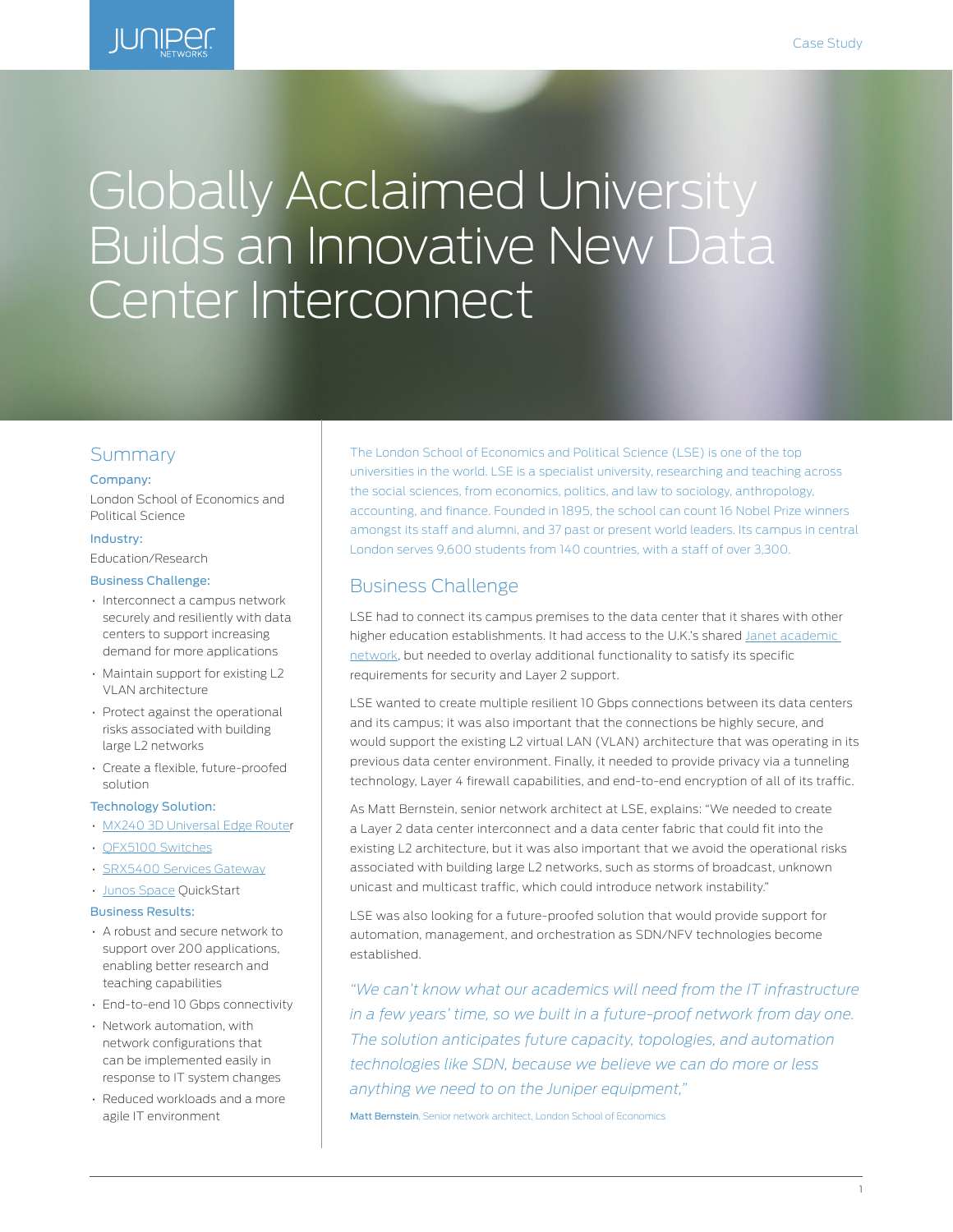# Globally Acclaimed University Builds an Innovative New Data Center Interconnect

## Summary

**Company:**

London School of Economics and Political Science

**Industry:**

Education/Research

**Business Challenge:**

- Interconnect a campus network securely and resiliently with data centers to support increasing demand for more applications
- Maintain support for existing L2 VLAN architecture
- Protect against the operational risks associated with building large L2 networks
- Create a flexible, future-proofed solution

**Technology Solution:**

- MX240 3D Universal Edge Router
- QFX5100 Switches
- SRX5400 Services Gateway
- Junos Space QuickStart

**Business Results:**

- A robust and secure network to support over 200 applications, enabling better research and teaching capabilities
- End-to-end 10 Gbps connectivity
- Network automation, with network configurations that can be implemented easily in response to IT system changes
- Reduced workloads and a more agile IT environment

The London School of Economics and Political Science (LSE) is one of the top universities in the world. LSE is a specialist university, researching and teaching across the social sciences, from economics, politics, and law to sociology, anthropology, accounting, and finance. Founded in 1895, the school can count 16 Nobel Prize winners amongst its staff and alumni, and 37 past or present world leaders. Its campus in central London serves 9,600 students from 140 countries, with a staff of over 3,300.

## Business Challenge

LSE had to connect its campus premises to the data center that it shares with other higher education establishments. It had access to the U.K.'s shared Janet academic network, but needed to overlay additional functionality to satisfy its specific requirements for security and Layer 2 support.

LSE wanted to create multiple resilient 10 Gbps connections between its data centers and its campus; it was also important that the connections be highly secure, and would support the existing L2 virtual LAN (VLAN) architecture that was operating in its previous data center environment. Finally, it needed to provide privacy via a tunneling technology, Layer 4 firewall capabilities, and end-to-end encryption of all of its traffic.

As Matt Bernstein, senior network architect at LSE, explains: "We needed to create a Layer 2 data center interconnect and a data center fabric that could fit into the existing L2 architecture, but it was also important that we avoid the operational risks associated with building large L2 networks, such as storms of broadcast, unknown unicast and multicast traffic, which could introduce network instability."

LSE was also looking for a future-proofed solution that would provide support for automation, management, and orchestration as SDN/NFV technologies become established.

*"We can't know what our academics will need from the IT infrastructure in a few years' time, so we built in a future-proof network from day one. The solution anticipates future capacity, topologies, and automation technologies like SDN, because we believe we can do more or less anything we need to on the Juniper equipment,"*

**Matt Bernstein**, Senior network architect, London School of Economics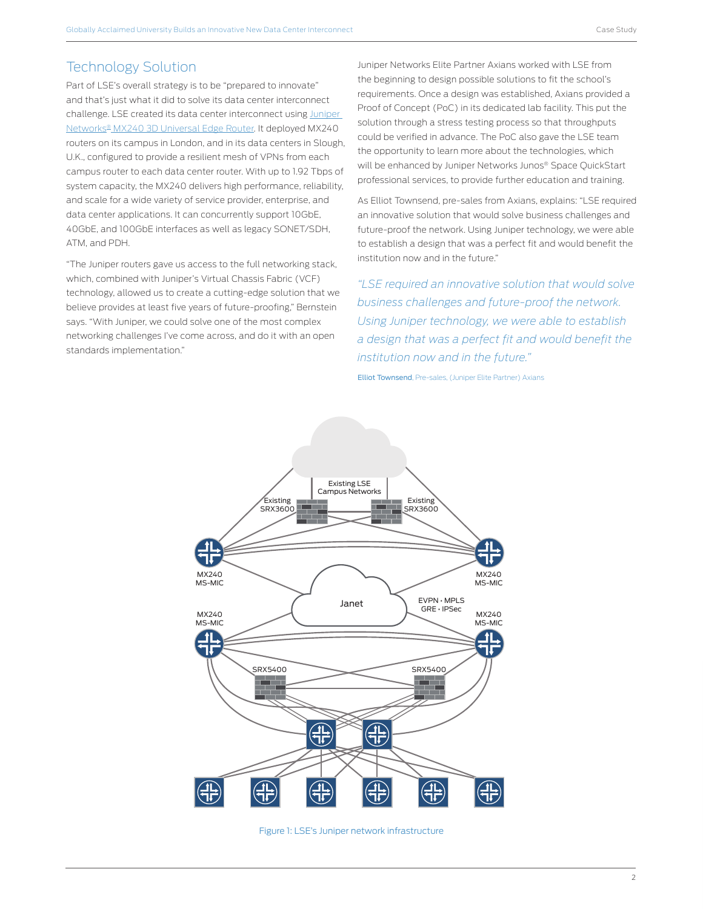## Technology Solution

Part of LSE's overall strategy is to be "prepared to innovate" and that's just what it did to solve its data center interconnect challenge. LSE created its data center interconnect using [Juniper Networks® MX240 3D Universal Edge Router](). It deployed MX240 routers on its campus in London, and in its data centers in Slough, U.K., configured to provide a resilient mesh of VPNs from each campus router to each data center router. With up to 1.92 Tbps of system capacity, the MX240 delivers high performance, reliability, and scale for a wide variety of service provider, enterprise, and data center applications. It can concurrently support 10GbE, 40GbE, and 100GbE interfaces as well as legacy SONET/SDH, ATM, and PDH.

"The Juniper routers gave us access to the full networking stack, which, combined with Juniper's Virtual Chassis Fabric (VCF) technology, allowed us to create a cutting-edge solution that we believe provides at least five years of future-proofing," Bernstein says. "With Juniper, we could solve one of the most complex networking challenges I've come across, and do it with an open standards implementation."

Juniper Networks Elite Partner Axians worked with LSE from the beginning to design possible solutions to fit the school's requirements. Once a design was established, Axians provided a Proof of Concept (PoC) in its dedicated lab facility. This put the solution through a stress testing process so that throughputs could be verified in advance. The PoC also gave the LSE team the opportunity to learn more about the technologies, which will be enhanced by Juniper Networks Junos® Space QuickStart professional services, to provide further education and training.

As Elliot Townsend, pre-sales from Axians, explains: "LSE required an innovative solution that would solve business challenges and future-proof the network. Using Juniper technology, we were able to establish a design that was a perfect fit and would benefit the institution now and in the future."

*"LSE required an innovative solution that would solve business challenges and future-proof the network. Using Juniper technology, we were able to establish a design that was a perfect fit and would benefit the institution now and in the future."*

**Elliot Townsend**, Pre-sales, (Juniper Elite Partner) Axians

Figure 1: LSE's Juniper network infrastructure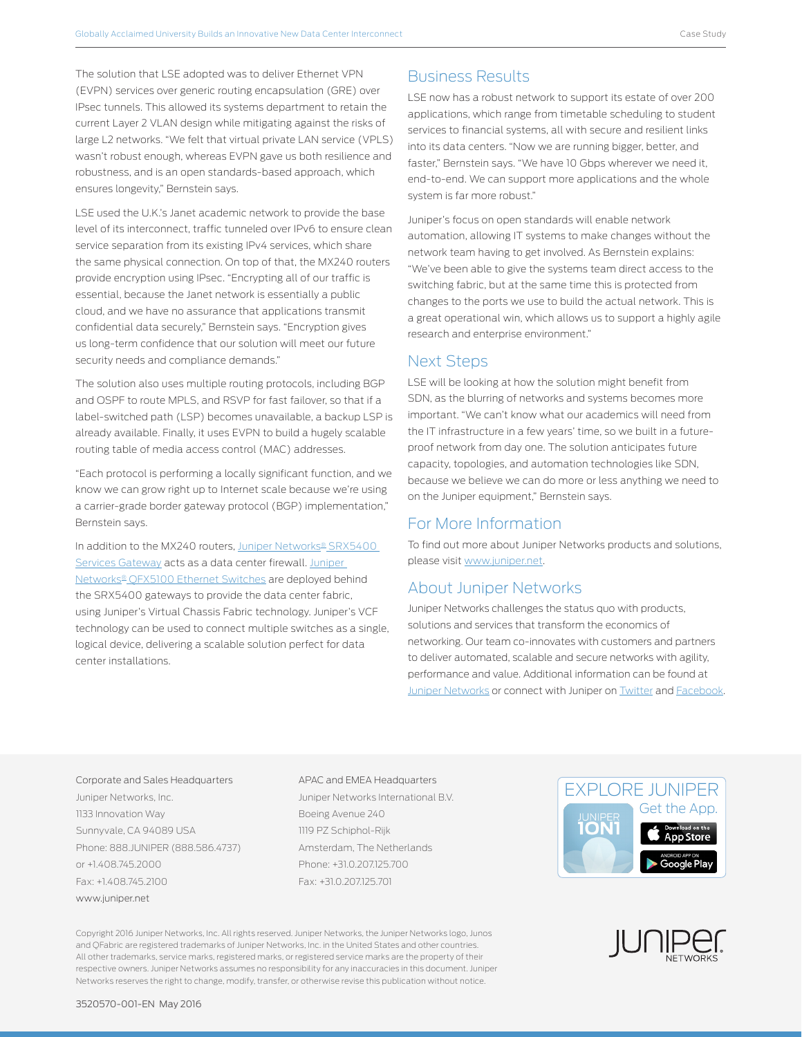The solution that LSE adopted was to deliver Ethernet VPN (EVPN) services over generic routing encapsulation (GRE) over IPsec tunnels. This allowed its systems department to retain the current Layer 2 VLAN design while mitigating against the risks of large L2 networks. "We felt that virtual private LAN service (VPLS) wasn't robust enough, whereas EVPN gave us both resilience and robustness, and is an open standards-based approach, which ensures longevity," Bernstein says.

LSE used the U.K.'s Janet academic network to provide the base level of its interconnect, traffic tunneled over IPv6 to ensure clean service separation from its existing IPv4 services, which share the same physical connection. On top of that, the MX240 routers provide encryption using IPsec. "Encrypting all of our traffic is essential, because the Janet network is essentially a public cloud, and we have no assurance that applications transmit confidential data securely," Bernstein says. "Encryption gives us long-term confidence that our solution will meet our future security needs and compliance demands."

The solution also uses multiple routing protocols, including BGP and OSPF to route MPLS, and RSVP for fast failover, so that if a label-switched path (LSP) becomes unavailable, a backup LSP is already available. Finally, it uses EVPN to build a hugely scalable routing table of media access control (MAC) addresses.

"Each protocol is performing a locally significant function, and we know we can grow right up to Internet scale because we're using a carrier-grade border gateway protocol (BGP) implementation," Bernstein says.

In addition to the MX240 routers, Juniper Networks® SRX5400 Services Gateway acts as a data center firewall. Juniper Networks® QFX5100 Ethernet Switches are deployed behind the SRX5400 gateways to provide the data center fabric, using Juniper's Virtual Chassis Fabric technology. Juniper's VCF technology can be used to connect multiple switches as a single, logical device, delivering a scalable solution perfect for data center installations.

## Business Results

LSE now has a robust network to support its estate of over 200 applications, which range from timetable scheduling to student services to financial systems, all with secure and resilient links into its data centers. "Now we are running bigger, better, and faster," Bernstein says. "We have 10 Gbps wherever we need it, end-to-end. We can support more applications and the whole system is far more robust."

Juniper's focus on open standards will enable network automation, allowing IT systems to make changes without the network team having to get involved. As Bernstein explains: "We've been able to give the systems team direct access to the switching fabric, but at the same time this is protected from changes to the ports we use to build the actual network. This is a great operational win, which allows us to support a highly agile research and enterprise environment."

## Next Steps

LSE will be looking at how the solution might benefit from SDN, as the blurring of networks and systems becomes more important. "We can't know what our academics will need from the IT infrastructure in a few years' time, so we built in a future-proof network from day one. The solution anticipates future capacity, topologies, and automation technologies like SDN, because we believe we can do more or less anything we need to on the Juniper equipment," Bernstein says.

## For More Information

To find out more about Juniper Networks products and solutions, please visit www.juniper.net.

## About Juniper Networks

Juniper Networks challenges the status quo with products, solutions and services that transform the economics of networking. Our team co-innovates with customers and partners to deliver automated, scalable and secure networks with agility, performance and value. Additional information can be found at Juniper Networks or connect with Juniper on Twitter and Facebook.

Corporate and Sales Headquarters
Juniper Networks, Inc.
1133 Innovation Way
Sunnyvale, CA 94089 USA
Phone: 888.JUNIPER (888.586.4737)
or +1.408.745.2000
Fax: +1.408.745.2100
www.juniper.net

APAC and EMEA Headquarters
Juniper Networks International B.V.
Boeing Avenue 240
1119 PZ Schiphol-Rijk
Amsterdam, The Netherlands
Phone: +31.0.207.125.700
Fax: +31.0.207.125.701

EXPLORE JUNIPER
Get the App.

Copyright 2016 Juniper Networks, Inc. All rights reserved. Juniper Networks, the Juniper Networks logo, Junos and QFabric are registered trademarks of Juniper Networks, Inc. in the United States and other countries. All other trademarks, service marks, registered marks, or registered service marks are the property of their respective owners. Juniper Networks assumes no responsibility for any inaccuracies in this document. Juniper Networks reserves the right to change, modify, transfer, or otherwise revise this publication without notice.

3520570-001-EN May 2016